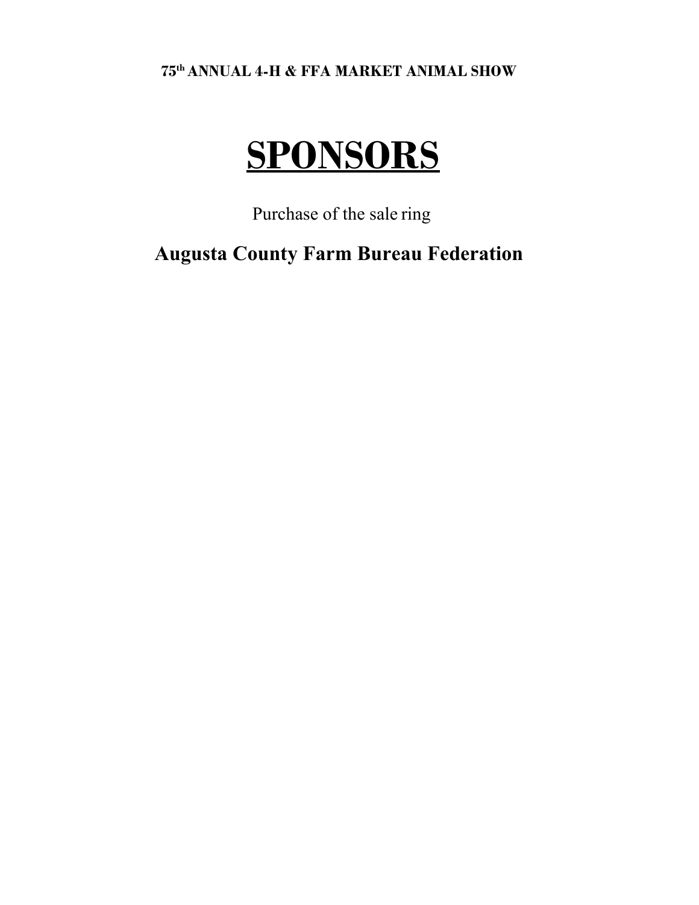**75th ANNUAL 4-H & FFA MARKET ANIMAL SHOW**

# SPONSORS

Purchase of the sale ring

**Augusta County Farm Bureau Federation**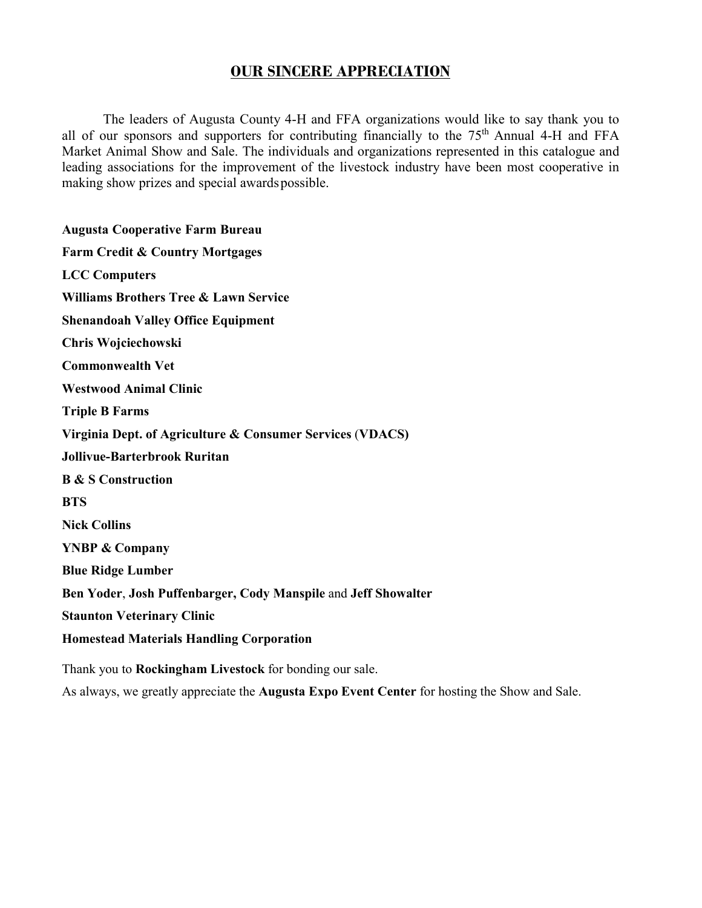## OUR SINCERE APPRECIATION

The leaders of Augusta County 4-H and FFA organizations would like to say thank you to all of our sponsors and supporters for contributing financially to the 75th Annual 4-H and FFA Market Animal Show and Sale. The individuals and organizations represented in this catalogue and leading associations for the improvement of the livestock industry have been most cooperative in making show prizes and special awards possible.

**Augusta Cooperative Farm Bureau**

**Farm Credit & Country Mortgages**

**LCC Computers**

**Williams Brothers Tree & Lawn Service**

**Shenandoah Valley Office Equipment**

**Chris Wojciechowski**

**Commonwealth Vet**

**Westwood Animal Clinic**

**Triple B Farms**

**Virginia Dept. of Agriculture & Consumer Services (VDACS)**

**Jollivue-Barterbrook Ruritan**

**B & S Construction**

**BTS**

**Nick Collins**

**YNBP & Company**

**Blue Ridge Lumber**

**Ben Yoder**, **Josh Puffenbarger, Cody Manspile** and **Jeff Showalter**

**Staunton Veterinary Clinic**

**Homestead Materials Handling Corporation**

Thank you to **Rockingham Livestock** for bonding our sale.

As always, we greatly appreciate the **Augusta Expo Event Center** for hosting the Show and Sale.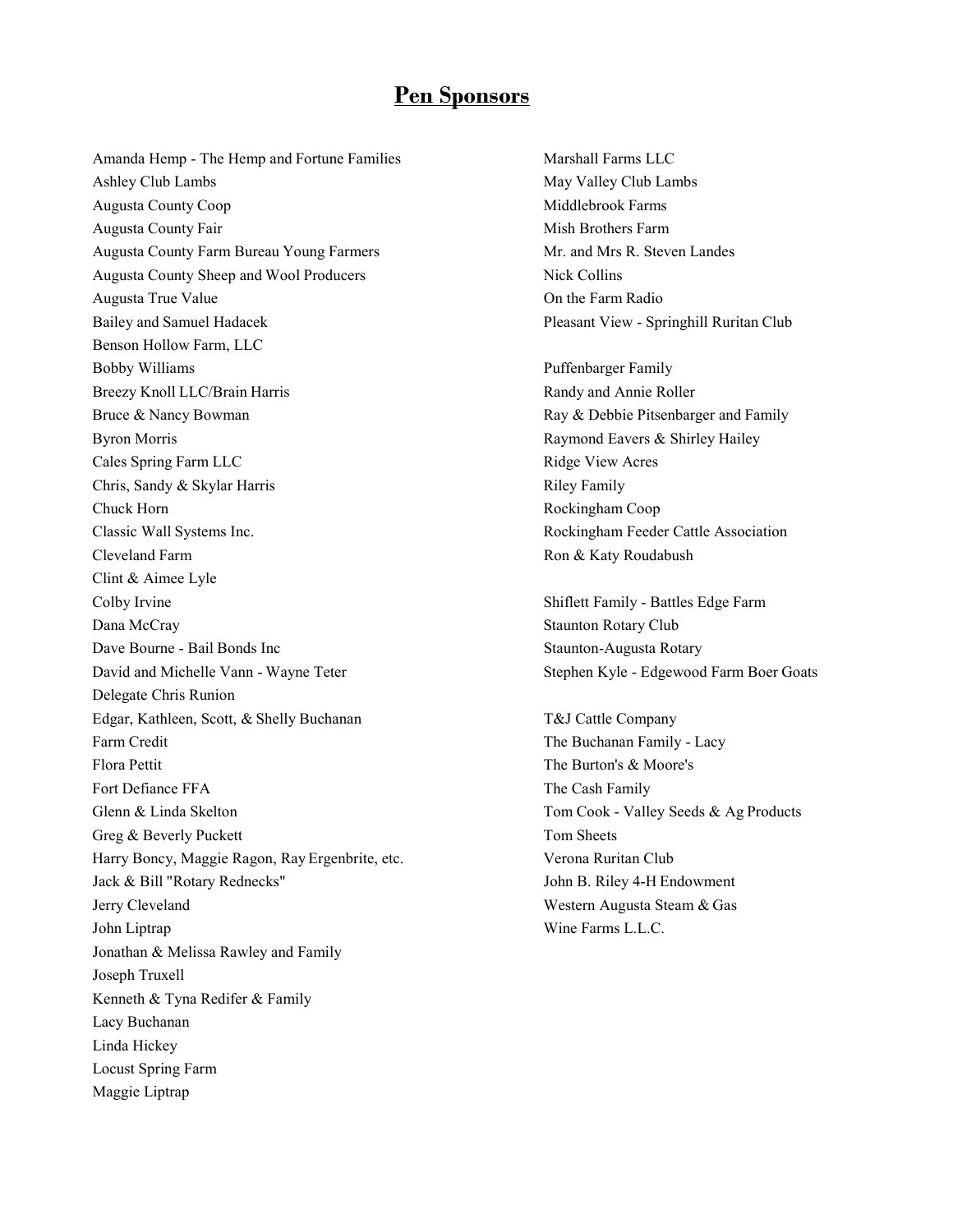# Pen Sponsors

Amanda Hemp - The Hemp and Fortune Families
Ashley Club Lambs
Augusta County Coop
Augusta County Fair
Augusta County Farm Bureau Young Farmers
Augusta County Sheep and Wool Producers
Augusta True Value
Bailey and Samuel Hadacek
Benson Hollow Farm, LLC
Bobby Williams
Breezy Knoll LLC/Brain Harris
Bruce & Nancy Bowman
Byron Morris
Cales Spring Farm LLC
Chris, Sandy & Skylar Harris
Chuck Horn
Classic Wall Systems Inc.
Cleveland Farm
Clint & Aimee Lyle
Colby Irvine
Dana McCray
Dave Bourne - Bail Bonds Inc
David and Michelle Vann - Wayne Teter
Delegate Chris Runion
Edgar, Kathleen, Scott, & Shelly Buchanan
Farm Credit
Flora Pettit
Fort Defiance FFA
Glenn & Linda Skelton
Greg & Beverly Puckett
Harry Boncy, Maggie Ragon, Ray Ergenbrite, etc.
Jack & Bill "Rotary Rednecks"
Jerry Cleveland
John Liptrap
Jonathan & Melissa Rawley and Family
Joseph Truxell
Kenneth & Tyna Redifer & Family
Lacy Buchanan
Linda Hickey
Locust Spring Farm
Maggie Liptrap
Marshall Farms LLC
May Valley Club Lambs
Middlebrook Farms
Mish Brothers Farm
Mr. and Mrs R. Steven Landes
Nick Collins
On the Farm Radio
Pleasant View - Springhill Ruritan Club

Puffenbarger Family
Randy and Annie Roller
Ray & Debbie Pitsenbarger and Family
Raymond Eavers & Shirley Hailey
Ridge View Acres
Riley Family
Rockingham Coop
Rockingham Feeder Cattle Association
Ron & Katy Roudabush

Shiflett Family - Battles Edge Farm
Staunton Rotary Club
Staunton-Augusta Rotary
Stephen Kyle - Edgewood Farm Boer Goats

T&J Cattle Company
The Buchanan Family - Lacy
The Burton's & Moore's
The Cash Family
Tom Cook - Valley Seeds & Ag Products
Tom Sheets
Verona Ruritan Club
John B. Riley 4-H Endowment
Western Augusta Steam & Gas
Wine Farms L.L.C.